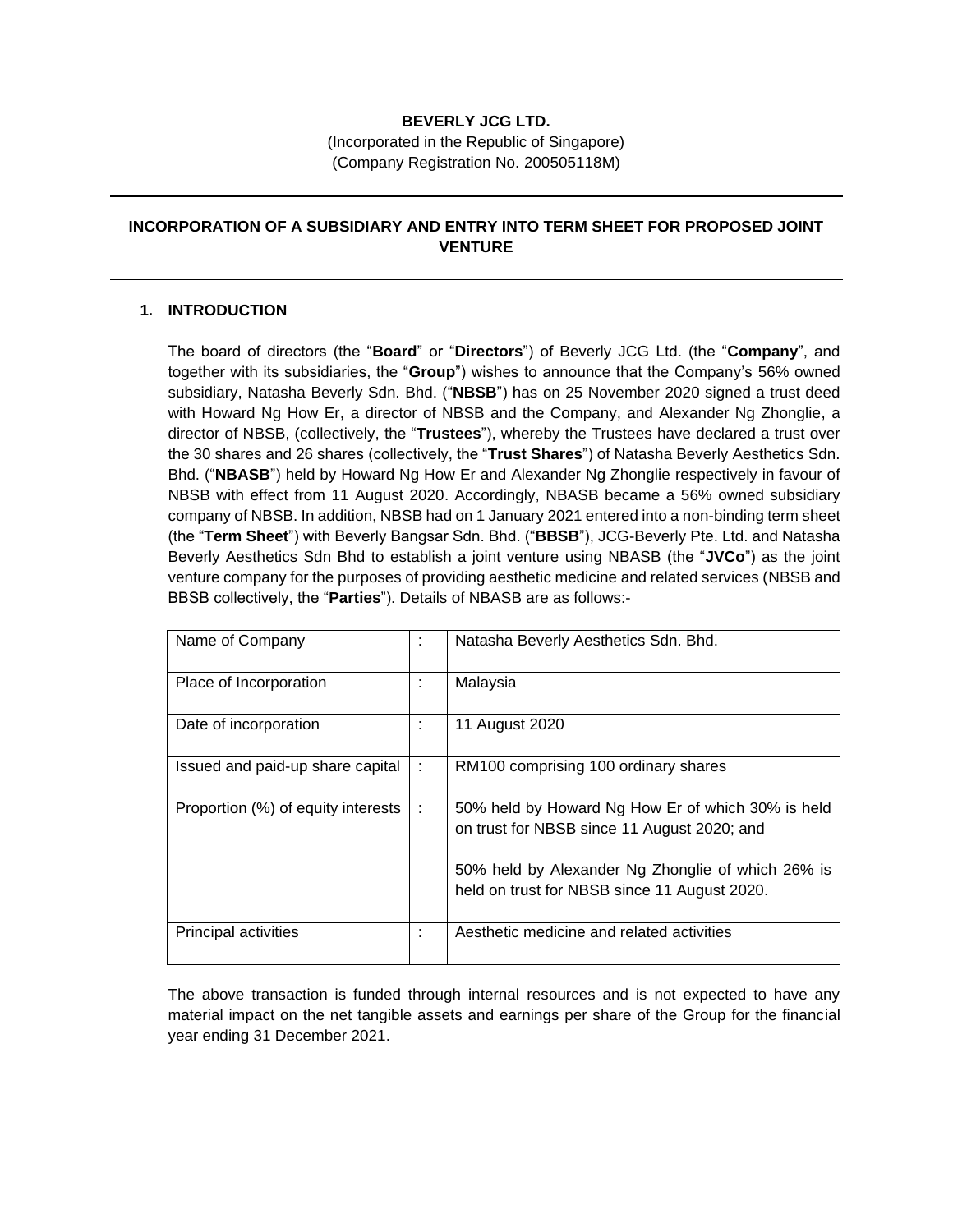**BEVERLY JCG LTD.**

(Incorporated in the Republic of Singapore)
(Company Registration No. 200505118M)

---

**INCORPORATION OF A SUBSIDIARY AND ENTRY INTO TERM SHEET FOR PROPOSED JOINT VENTURE**

---

## 1. INTRODUCTION

The board of directors (the "**Board**" or "**Directors**") of Beverly JCG Ltd. (the "**Company**", and together with its subsidiaries, the "**Group**") wishes to announce that the Company's 56% owned subsidiary, Natasha Beverly Sdn. Bhd. ("**NBSB**") has on 25 November 2020 signed a trust deed with Howard Ng How Er, a director of NBSB and the Company, and Alexander Ng Zhonglie, a director of NBSB, (collectively, the "**Trustees**"), whereby the Trustees have declared a trust over the 30 shares and 26 shares (collectively, the "**Trust Shares**") of Natasha Beverly Aesthetics Sdn. Bhd. ("**NBASB**") held by Howard Ng How Er and Alexander Ng Zhonglie respectively in favour of NBSB with effect from 11 August 2020. Accordingly, NBASB became a 56% owned subsidiary company of NBSB. In addition, NBSB had on 1 January 2021 entered into a non-binding term sheet (the "**Term Sheet**") with Beverly Bangsar Sdn. Bhd. ("**BBSB**"), JCG-Beverly Pte. Ltd. and Natasha Beverly Aesthetics Sdn Bhd to establish a joint venture using NBASB (the "**JVCo**") as the joint venture company for the purposes of providing aesthetic medicine and related services (NBSB and BBSB collectively, the "**Parties**"). Details of NBASB are as follows:-

| | | |
|---|---|---|
| Name of Company | : | Natasha Beverly Aesthetics Sdn. Bhd. |
| Place of Incorporation | : | Malaysia |
| Date of incorporation | : | 11 August 2020 |
| Issued and paid-up share capital | : | RM100 comprising 100 ordinary shares |
| Proportion (%) of equity interests | : | 50% held by Howard Ng How Er of which 30% is held on trust for NBSB since 11 August 2020; and<br><br>50% held by Alexander Ng Zhonglie of which 26% is held on trust for NBSB since 11 August 2020. |
| Principal activities | : | Aesthetic medicine and related activities |

The above transaction is funded through internal resources and is not expected to have any material impact on the net tangible assets and earnings per share of the Group for the financial year ending 31 December 2021.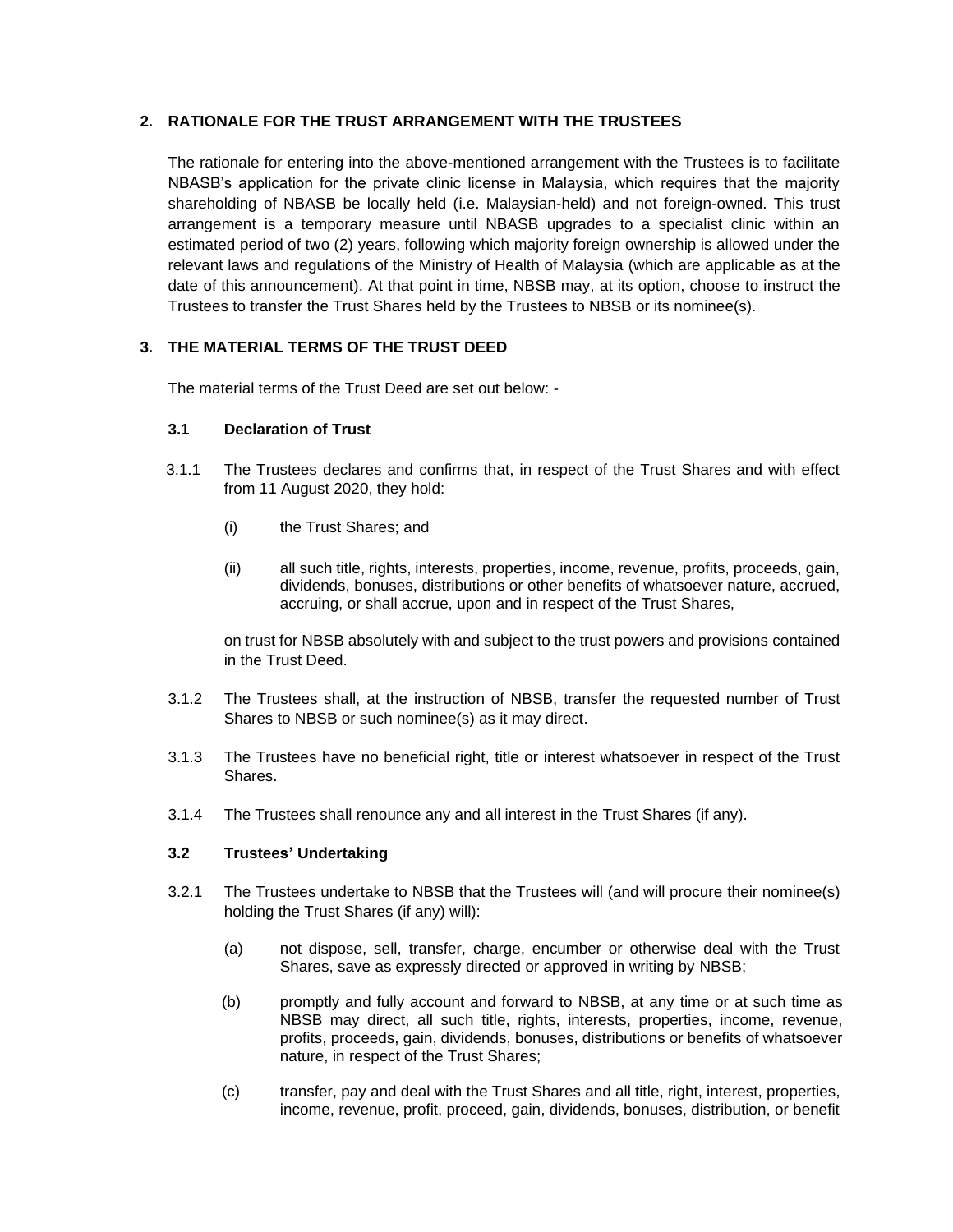## 2. RATIONALE FOR THE TRUST ARRANGEMENT WITH THE TRUSTEES

The rationale for entering into the above-mentioned arrangement with the Trustees is to facilitate NBASB's application for the private clinic license in Malaysia, which requires that the majority shareholding of NBASB be locally held (i.e. Malaysian-held) and not foreign-owned. This trust arrangement is a temporary measure until NBASB upgrades to a specialist clinic within an estimated period of two (2) years, following which majority foreign ownership is allowed under the relevant laws and regulations of the Ministry of Health of Malaysia (which are applicable as at the date of this announcement). At that point in time, NBSB may, at its option, choose to instruct the Trustees to transfer the Trust Shares held by the Trustees to NBSB or its nominee(s).

## 3. THE MATERIAL TERMS OF THE TRUST DEED

The material terms of the Trust Deed are set out below: -

### 3.1 Declaration of Trust

3.1.1 The Trustees declares and confirms that, in respect of the Trust Shares and with effect from 11 August 2020, they hold:

(i) the Trust Shares; and

(ii) all such title, rights, interests, properties, income, revenue, profits, proceeds, gain, dividends, bonuses, distributions or other benefits of whatsoever nature, accrued, accruing, or shall accrue, upon and in respect of the Trust Shares,

on trust for NBSB absolutely with and subject to the trust powers and provisions contained in the Trust Deed.

3.1.2 The Trustees shall, at the instruction of NBSB, transfer the requested number of Trust Shares to NBSB or such nominee(s) as it may direct.

3.1.3 The Trustees have no beneficial right, title or interest whatsoever in respect of the Trust Shares.

3.1.4 The Trustees shall renounce any and all interest in the Trust Shares (if any).

### 3.2 Trustees' Undertaking

3.2.1 The Trustees undertake to NBSB that the Trustees will (and will procure their nominee(s) holding the Trust Shares (if any) will):

(a) not dispose, sell, transfer, charge, encumber or otherwise deal with the Trust Shares, save as expressly directed or approved in writing by NBSB;

(b) promptly and fully account and forward to NBSB, at any time or at such time as NBSB may direct, all such title, rights, interests, properties, income, revenue, profits, proceeds, gain, dividends, bonuses, distributions or benefits of whatsoever nature, in respect of the Trust Shares;

(c) transfer, pay and deal with the Trust Shares and all title, right, interest, properties, income, revenue, profit, proceed, gain, dividends, bonuses, distribution, or benefit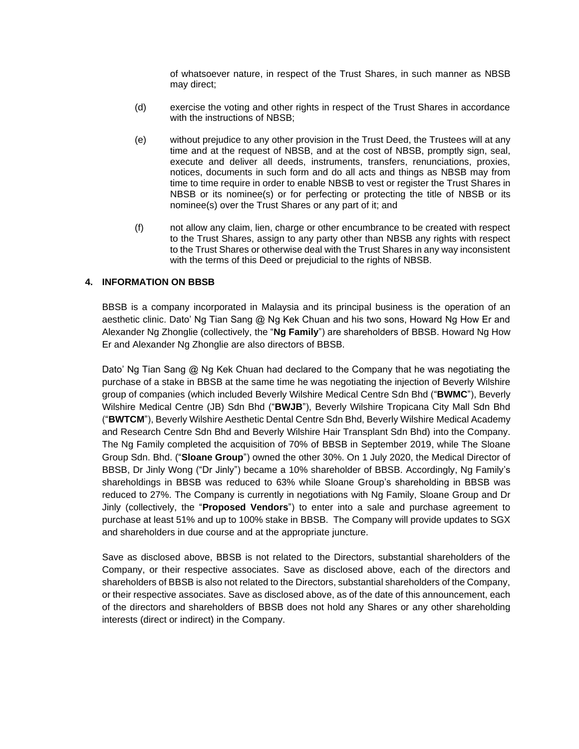of whatsoever nature, in respect of the Trust Shares, in such manner as NBSB may direct;

(d) exercise the voting and other rights in respect of the Trust Shares in accordance with the instructions of NBSB;

(e) without prejudice to any other provision in the Trust Deed, the Trustees will at any time and at the request of NBSB, and at the cost of NBSB, promptly sign, seal, execute and deliver all deeds, instruments, transfers, renunciations, proxies, notices, documents in such form and do all acts and things as NBSB may from time to time require in order to enable NBSB to vest or register the Trust Shares in NBSB or its nominee(s) or for perfecting or protecting the title of NBSB or its nominee(s) over the Trust Shares or any part of it; and

(f) not allow any claim, lien, charge or other encumbrance to be created with respect to the Trust Shares, assign to any party other than NBSB any rights with respect to the Trust Shares or otherwise deal with the Trust Shares in any way inconsistent with the terms of this Deed or prejudicial to the rights of NBSB.

## 4. INFORMATION ON BBSB

BBSB is a company incorporated in Malaysia and its principal business is the operation of an aesthetic clinic. Dato' Ng Tian Sang @ Ng Kek Chuan and his two sons, Howard Ng How Er and Alexander Ng Zhonglie (collectively, the "**Ng Family**") are shareholders of BBSB. Howard Ng How Er and Alexander Ng Zhonglie are also directors of BBSB.

Dato' Ng Tian Sang @ Ng Kek Chuan had declared to the Company that he was negotiating the purchase of a stake in BBSB at the same time he was negotiating the injection of Beverly Wilshire group of companies (which included Beverly Wilshire Medical Centre Sdn Bhd ("**BWMC**"), Beverly Wilshire Medical Centre (JB) Sdn Bhd ("**BWJB**"), Beverly Wilshire Tropicana City Mall Sdn Bhd ("**BWTCM**"), Beverly Wilshire Aesthetic Dental Centre Sdn Bhd, Beverly Wilshire Medical Academy and Research Centre Sdn Bhd and Beverly Wilshire Hair Transplant Sdn Bhd) into the Company. The Ng Family completed the acquisition of 70% of BBSB in September 2019, while The Sloane Group Sdn. Bhd. ("**Sloane Group**") owned the other 30%. On 1 July 2020, the Medical Director of BBSB, Dr Jinly Wong ("Dr Jinly") became a 10% shareholder of BBSB. Accordingly, Ng Family's shareholdings in BBSB was reduced to 63% while Sloane Group's shareholding in BBSB was reduced to 27%. The Company is currently in negotiations with Ng Family, Sloane Group and Dr Jinly (collectively, the "**Proposed Vendors**") to enter into a sale and purchase agreement to purchase at least 51% and up to 100% stake in BBSB. The Company will provide updates to SGX and shareholders in due course and at the appropriate juncture.

Save as disclosed above, BBSB is not related to the Directors, substantial shareholders of the Company, or their respective associates. Save as disclosed above, each of the directors and shareholders of BBSB is also not related to the Directors, substantial shareholders of the Company, or their respective associates. Save as disclosed above, as of the date of this announcement, each of the directors and shareholders of BBSB does not hold any Shares or any other shareholding interests (direct or indirect) in the Company.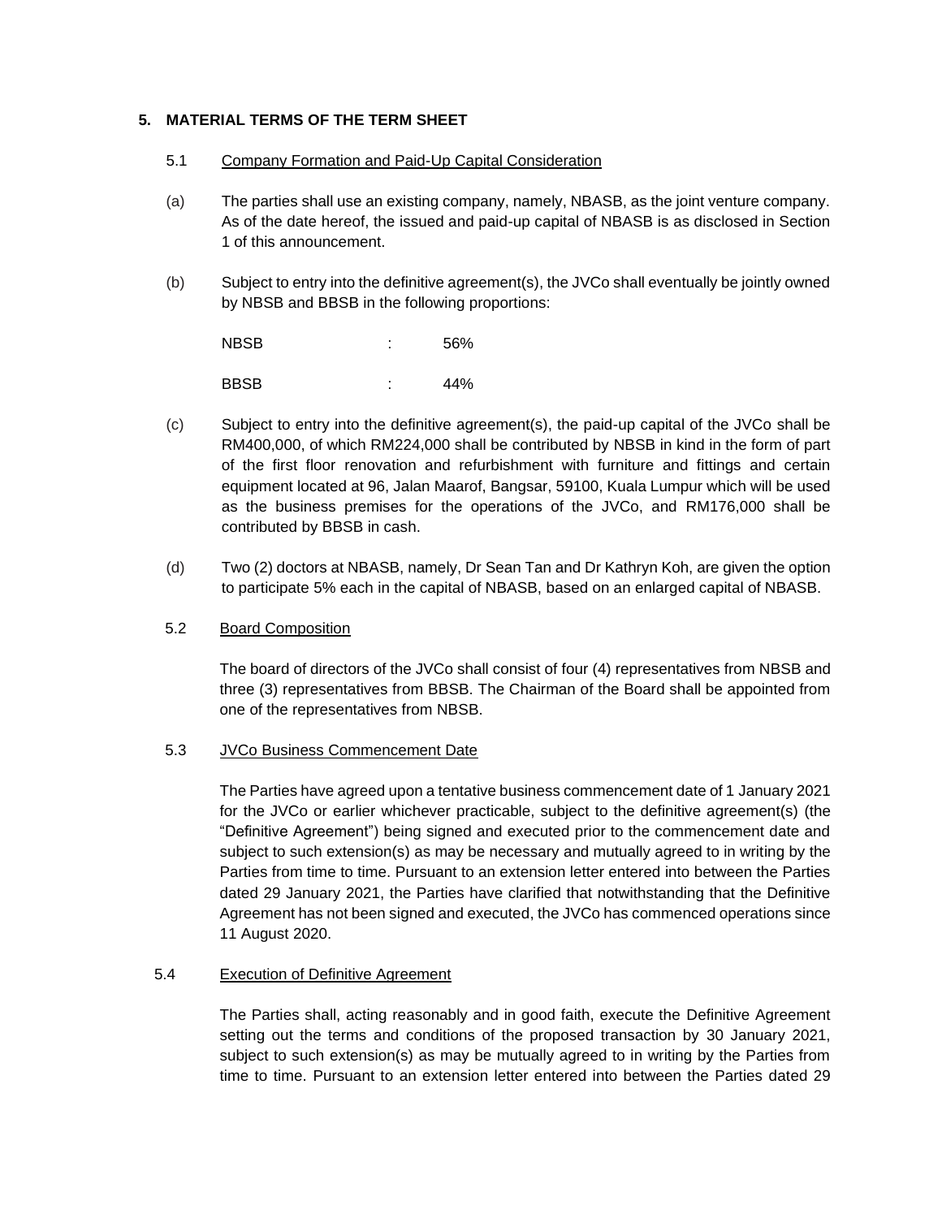## 5. MATERIAL TERMS OF THE TERM SHEET

### 5.1 Company Formation and Paid-Up Capital Consideration

(a) The parties shall use an existing company, namely, NBASB, as the joint venture company. As of the date hereof, the issued and paid-up capital of NBASB is as disclosed in Section 1 of this announcement.

(b) Subject to entry into the definitive agreement(s), the JVCo shall eventually be jointly owned by NBSB and BBSB in the following proportions:

| | | |
|---|---|---|
| NBSB | : | 56% |
| BBSB | : | 44% |

(c) Subject to entry into the definitive agreement(s), the paid-up capital of the JVCo shall be RM400,000, of which RM224,000 shall be contributed by NBSB in kind in the form of part of the first floor renovation and refurbishment with furniture and fittings and certain equipment located at 96, Jalan Maarof, Bangsar, 59100, Kuala Lumpur which will be used as the business premises for the operations of the JVCo, and RM176,000 shall be contributed by BBSB in cash.

(d) Two (2) doctors at NBASB, namely, Dr Sean Tan and Dr Kathryn Koh, are given the option to participate 5% each in the capital of NBASB, based on an enlarged capital of NBASB.

### 5.2 Board Composition

The board of directors of the JVCo shall consist of four (4) representatives from NBSB and three (3) representatives from BBSB. The Chairman of the Board shall be appointed from one of the representatives from NBSB.

### 5.3 JVCo Business Commencement Date

The Parties have agreed upon a tentative business commencement date of 1 January 2021 for the JVCo or earlier whichever practicable, subject to the definitive agreement(s) (the "Definitive Agreement") being signed and executed prior to the commencement date and subject to such extension(s) as may be necessary and mutually agreed to in writing by the Parties from time to time. Pursuant to an extension letter entered into between the Parties dated 29 January 2021, the Parties have clarified that notwithstanding that the Definitive Agreement has not been signed and executed, the JVCo has commenced operations since 11 August 2020.

### 5.4 Execution of Definitive Agreement

The Parties shall, acting reasonably and in good faith, execute the Definitive Agreement setting out the terms and conditions of the proposed transaction by 30 January 2021, subject to such extension(s) as may be mutually agreed to in writing by the Parties from time to time. Pursuant to an extension letter entered into between the Parties dated 29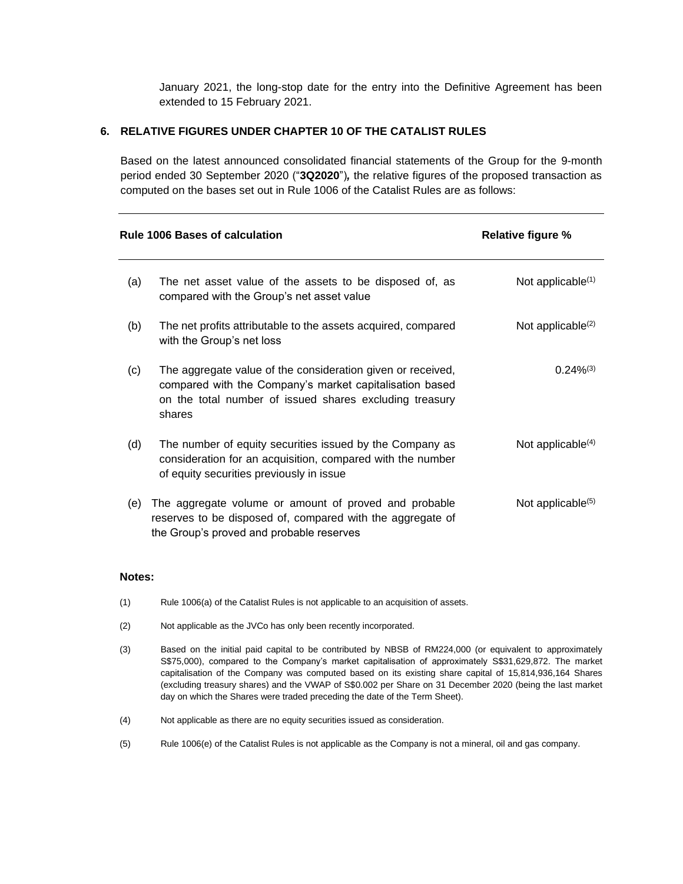January 2021, the long-stop date for the entry into the Definitive Agreement has been extended to 15 February 2021.

## 6. RELATIVE FIGURES UNDER CHAPTER 10 OF THE CATALIST RULES

Based on the latest announced consolidated financial statements of the Group for the 9-month period ended 30 September 2020 ("**3Q2020**")*,* the relative figures of the proposed transaction as computed on the bases set out in Rule 1006 of the Catalist Rules are as follows:

| | Rule 1006 Bases of calculation | Relative figure % |
|---|---|---|
| (a) | The net asset value of the assets to be disposed of, as compared with the Group's net asset value | Not applicable[(1)] |
| (b) | The net profits attributable to the assets acquired, compared with the Group's net loss | Not applicable[(2)] |
| (c) | The aggregate value of the consideration given or received, compared with the Company's market capitalisation based on the total number of issued shares excluding treasury shares | 0.24%[(3)] |
| (d) | The number of equity securities issued by the Company as consideration for an acquisition, compared with the number of equity securities previously in issue | Not applicable[(4)] |
| (e) | The aggregate volume or amount of proved and probable reserves to be disposed of, compared with the aggregate of the Group's proved and probable reserves | Not applicable[(5)] |

**Notes:**

(1) Rule 1006(a) of the Catalist Rules is not applicable to an acquisition of assets.

(2) Not applicable as the JVCo has only been recently incorporated.

(3) Based on the initial paid capital to be contributed by NBSB of RM224,000 (or equivalent to approximately S$75,000), compared to the Company's market capitalisation of approximately S$31,629,872. The market capitalisation of the Company was computed based on its existing share capital of 15,814,936,164 Shares (excluding treasury shares) and the VWAP of S$0.002 per Share on 31 December 2020 (being the last market day on which the Shares were traded preceding the date of the Term Sheet).

(4) Not applicable as there are no equity securities issued as consideration.

(5) Rule 1006(e) of the Catalist Rules is not applicable as the Company is not a mineral, oil and gas company.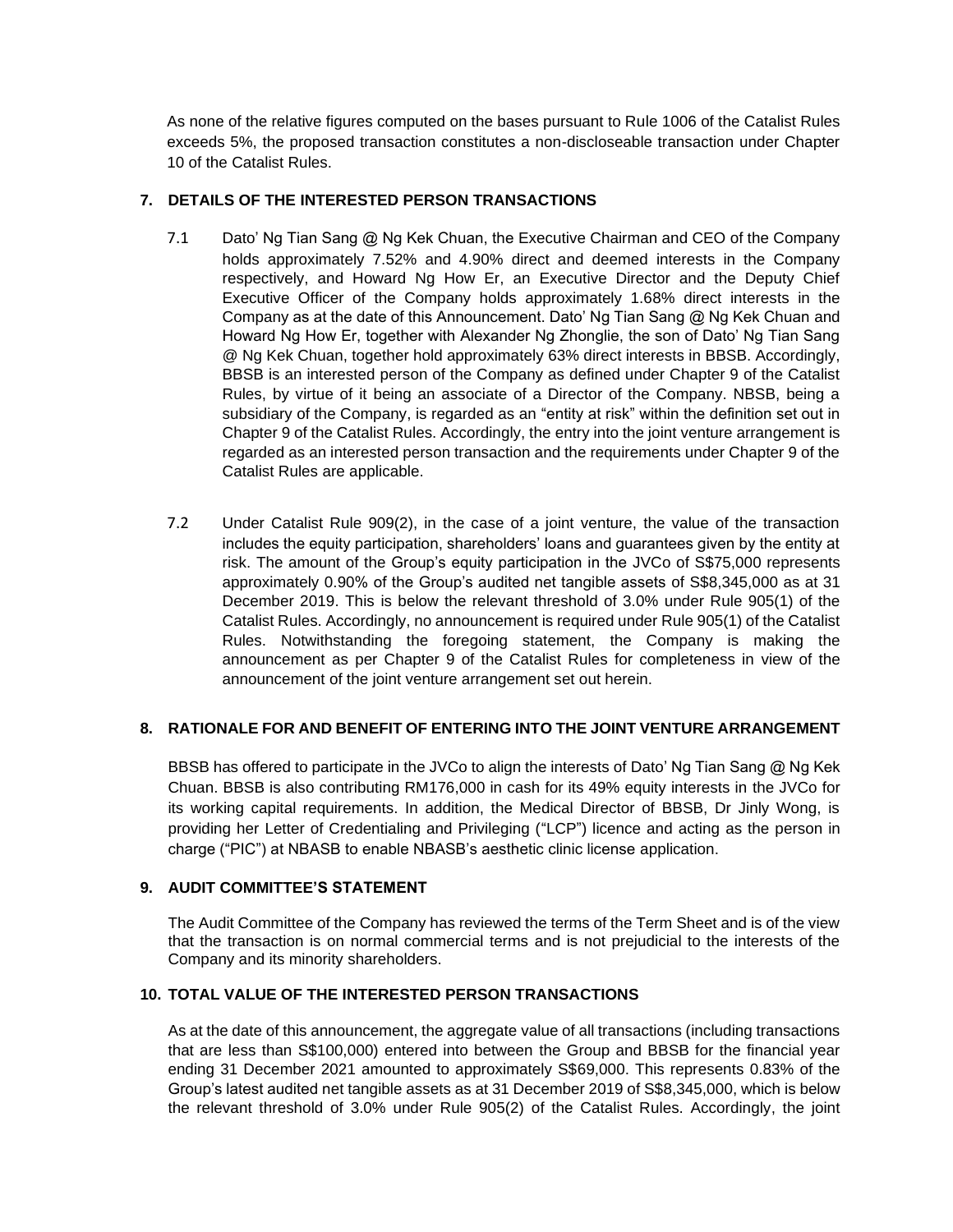As none of the relative figures computed on the bases pursuant to Rule 1006 of the Catalist Rules exceeds 5%, the proposed transaction constitutes a non-discloseable transaction under Chapter 10 of the Catalist Rules.

## 7. DETAILS OF THE INTERESTED PERSON TRANSACTIONS

7.1 Dato' Ng Tian Sang @ Ng Kek Chuan, the Executive Chairman and CEO of the Company holds approximately 7.52% and 4.90% direct and deemed interests in the Company respectively, and Howard Ng How Er, an Executive Director and the Deputy Chief Executive Officer of the Company holds approximately 1.68% direct interests in the Company as at the date of this Announcement. Dato' Ng Tian Sang @ Ng Kek Chuan and Howard Ng How Er, together with Alexander Ng Zhonglie, the son of Dato' Ng Tian Sang @ Ng Kek Chuan, together hold approximately 63% direct interests in BBSB. Accordingly, BBSB is an interested person of the Company as defined under Chapter 9 of the Catalist Rules, by virtue of it being an associate of a Director of the Company. NBSB, being a subsidiary of the Company, is regarded as an "entity at risk" within the definition set out in Chapter 9 of the Catalist Rules. Accordingly, the entry into the joint venture arrangement is regarded as an interested person transaction and the requirements under Chapter 9 of the Catalist Rules are applicable.

7.2 Under Catalist Rule 909(2), in the case of a joint venture, the value of the transaction includes the equity participation, shareholders' loans and guarantees given by the entity at risk. The amount of the Group's equity participation in the JVCo of S$75,000 represents approximately 0.90% of the Group's audited net tangible assets of S$8,345,000 as at 31 December 2019. This is below the relevant threshold of 3.0% under Rule 905(1) of the Catalist Rules. Accordingly, no announcement is required under Rule 905(1) of the Catalist Rules. Notwithstanding the foregoing statement, the Company is making the announcement as per Chapter 9 of the Catalist Rules for completeness in view of the announcement of the joint venture arrangement set out herein.

## 8. RATIONALE FOR AND BENEFIT OF ENTERING INTO THE JOINT VENTURE ARRANGEMENT

BBSB has offered to participate in the JVCo to align the interests of Dato' Ng Tian Sang @ Ng Kek Chuan. BBSB is also contributing RM176,000 in cash for its 49% equity interests in the JVCo for its working capital requirements. In addition, the Medical Director of BBSB, Dr Jinly Wong, is providing her Letter of Credentialing and Privileging ("LCP") licence and acting as the person in charge ("PIC") at NBASB to enable NBASB's aesthetic clinic license application.

## 9. AUDIT COMMITTEE'S STATEMENT

The Audit Committee of the Company has reviewed the terms of the Term Sheet and is of the view that the transaction is on normal commercial terms and is not prejudicial to the interests of the Company and its minority shareholders.

## 10. TOTAL VALUE OF THE INTERESTED PERSON TRANSACTIONS

As at the date of this announcement, the aggregate value of all transactions (including transactions that are less than S$100,000) entered into between the Group and BBSB for the financial year ending 31 December 2021 amounted to approximately S$69,000. This represents 0.83% of the Group's latest audited net tangible assets as at 31 December 2019 of S$8,345,000, which is below the relevant threshold of 3.0% under Rule 905(2) of the Catalist Rules. Accordingly, the joint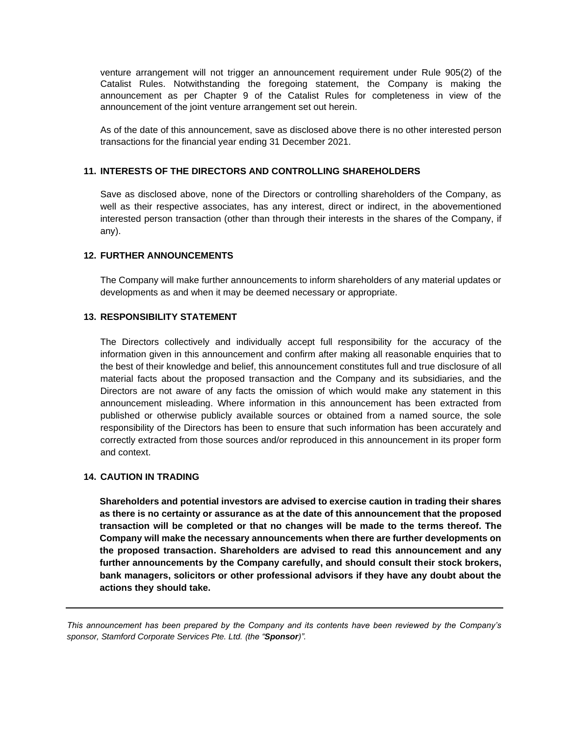venture arrangement will not trigger an announcement requirement under Rule 905(2) of the Catalist Rules. Notwithstanding the foregoing statement, the Company is making the announcement as per Chapter 9 of the Catalist Rules for completeness in view of the announcement of the joint venture arrangement set out herein.

As of the date of this announcement, save as disclosed above there is no other interested person transactions for the financial year ending 31 December 2021.

## 11. INTERESTS OF THE DIRECTORS AND CONTROLLING SHAREHOLDERS

Save as disclosed above, none of the Directors or controlling shareholders of the Company, as well as their respective associates, has any interest, direct or indirect, in the abovementioned interested person transaction (other than through their interests in the shares of the Company, if any).

## 12. FURTHER ANNOUNCEMENTS

The Company will make further announcements to inform shareholders of any material updates or developments as and when it may be deemed necessary or appropriate.

## 13. RESPONSIBILITY STATEMENT

The Directors collectively and individually accept full responsibility for the accuracy of the information given in this announcement and confirm after making all reasonable enquiries that to the best of their knowledge and belief, this announcement constitutes full and true disclosure of all material facts about the proposed transaction and the Company and its subsidiaries, and the Directors are not aware of any facts the omission of which would make any statement in this announcement misleading. Where information in this announcement has been extracted from published or otherwise publicly available sources or obtained from a named source, the sole responsibility of the Directors has been to ensure that such information has been accurately and correctly extracted from those sources and/or reproduced in this announcement in its proper form and context.

## 14. CAUTION IN TRADING

**Shareholders and potential investors are advised to exercise caution in trading their shares as there is no certainty or assurance as at the date of this announcement that the proposed transaction will be completed or that no changes will be made to the terms thereof. The Company will make the necessary announcements when there are further developments on the proposed transaction. Shareholders are advised to read this announcement and any further announcements by the Company carefully, and should consult their stock brokers, bank managers, solicitors or other professional advisors if they have any doubt about the actions they should take.**

---

*This announcement has been prepared by the Company and its contents have been reviewed by the Company's sponsor, Stamford Corporate Services Pte. Ltd. (the "**Sponsor**)".*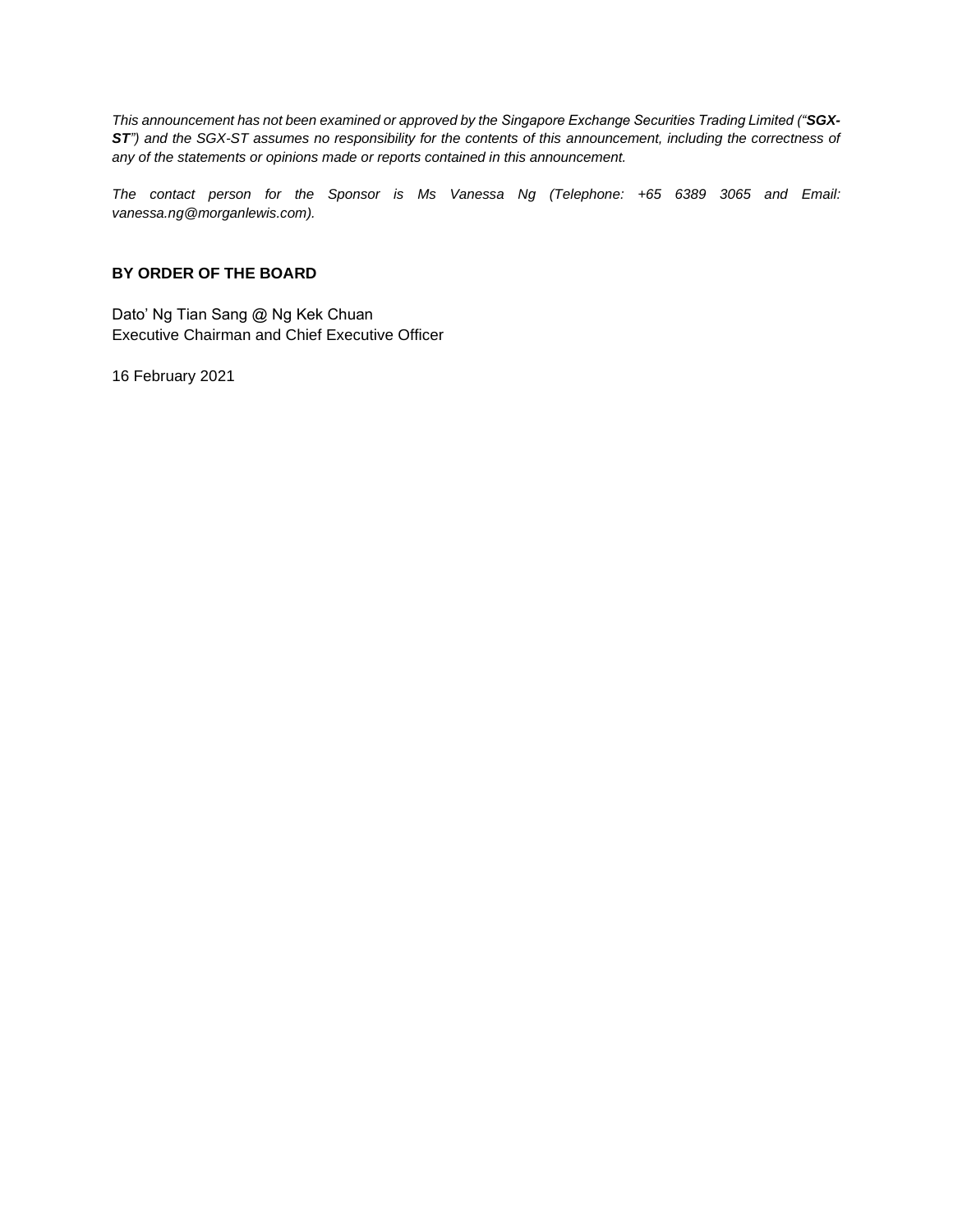*This announcement has not been examined or approved by the Singapore Exchange Securities Trading Limited ("**SGX-ST**") and the SGX-ST assumes no responsibility for the contents of this announcement, including the correctness of any of the statements or opinions made or reports contained in this announcement.*

*The contact person for the Sponsor is Ms Vanessa Ng (Telephone: +65 6389 3065 and Email: vanessa.ng@morganlewis.com).*

**BY ORDER OF THE BOARD**

Dato' Ng Tian Sang @ Ng Kek Chuan
Executive Chairman and Chief Executive Officer

16 February 2021